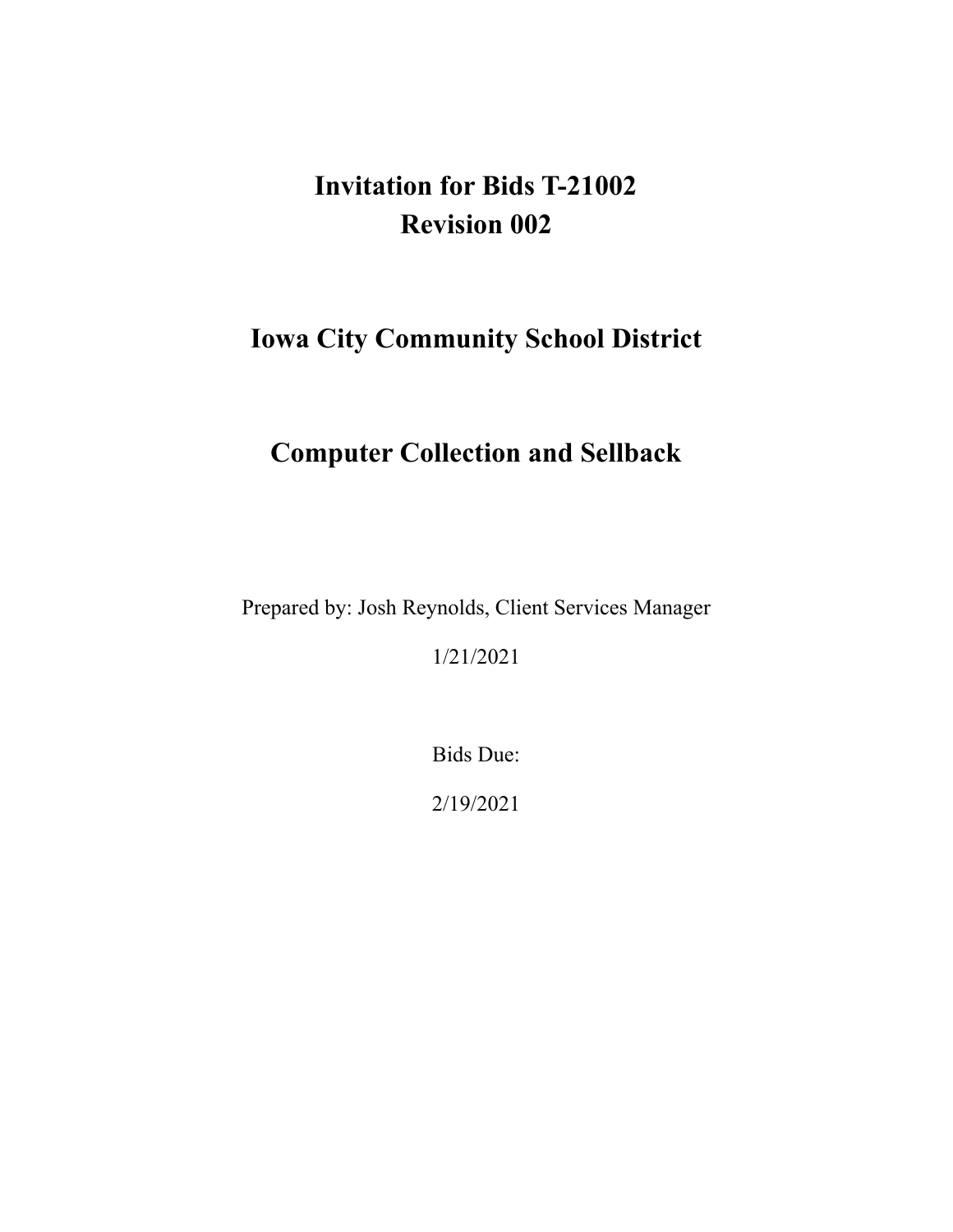# Invitation for Bids T-21002
# Revision 002

# Iowa City Community School District

# Computer Collection and Sellback

Prepared by: Josh Reynolds, Client Services Manager

1/21/2021

Bids Due:

2/19/2021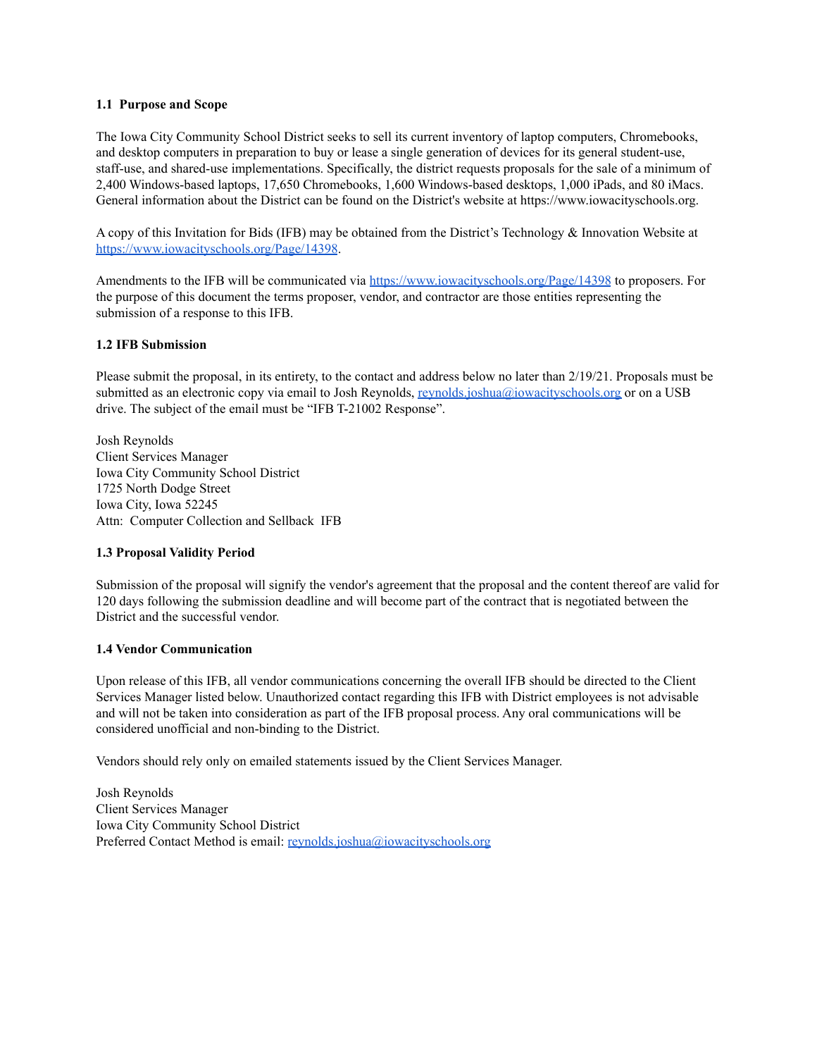### 1.1 Purpose and Scope

The Iowa City Community School District seeks to sell its current inventory of laptop computers, Chromebooks, and desktop computers in preparation to buy or lease a single generation of devices for its general student-use, staff-use, and shared-use implementations. Specifically, the district requests proposals for the sale of a minimum of 2,400 Windows-based laptops, 17,650 Chromebooks, 1,600 Windows-based desktops, 1,000 iPads, and 80 iMacs. General information about the District can be found on the District's website at https://www.iowacityschools.org.

A copy of this Invitation for Bids (IFB) may be obtained from the District's Technology & Innovation Website at [https://www.iowacityschools.org/Page/14398](https://www.iowacityschools.org/Page/14398).

Amendments to the IFB will be communicated via [https://www.iowacityschools.org/Page/14398](https://www.iowacityschools.org/Page/14398) to proposers. For the purpose of this document the terms proposer, vendor, and contractor are those entities representing the submission of a response to this IFB.

### 1.2 IFB Submission

Please submit the proposal, in its entirety, to the contact and address below no later than 2/19/21. Proposals must be submitted as an electronic copy via email to Josh Reynolds, [reynolds.joshua@iowacityschools.org](mailto:reynolds.joshua@iowacityschools.org) or on a USB drive. The subject of the email must be "IFB T-21002 Response".

Josh Reynolds
Client Services Manager
Iowa City Community School District
1725 North Dodge Street
Iowa City, Iowa 52245
Attn: Computer Collection and Sellback IFB

### 1.3 Proposal Validity Period

Submission of the proposal will signify the vendor's agreement that the proposal and the content thereof are valid for 120 days following the submission deadline and will become part of the contract that is negotiated between the District and the successful vendor.

### 1.4 Vendor Communication

Upon release of this IFB, all vendor communications concerning the overall IFB should be directed to the Client Services Manager listed below. Unauthorized contact regarding this IFB with District employees is not advisable and will not be taken into consideration as part of the IFB proposal process. Any oral communications will be considered unofficial and non-binding to the District.

Vendors should rely only on emailed statements issued by the Client Services Manager.

Josh Reynolds
Client Services Manager
Iowa City Community School District
Preferred Contact Method is email: [reynolds.joshua@iowacityschools.org](mailto:reynolds.joshua@iowacityschools.org)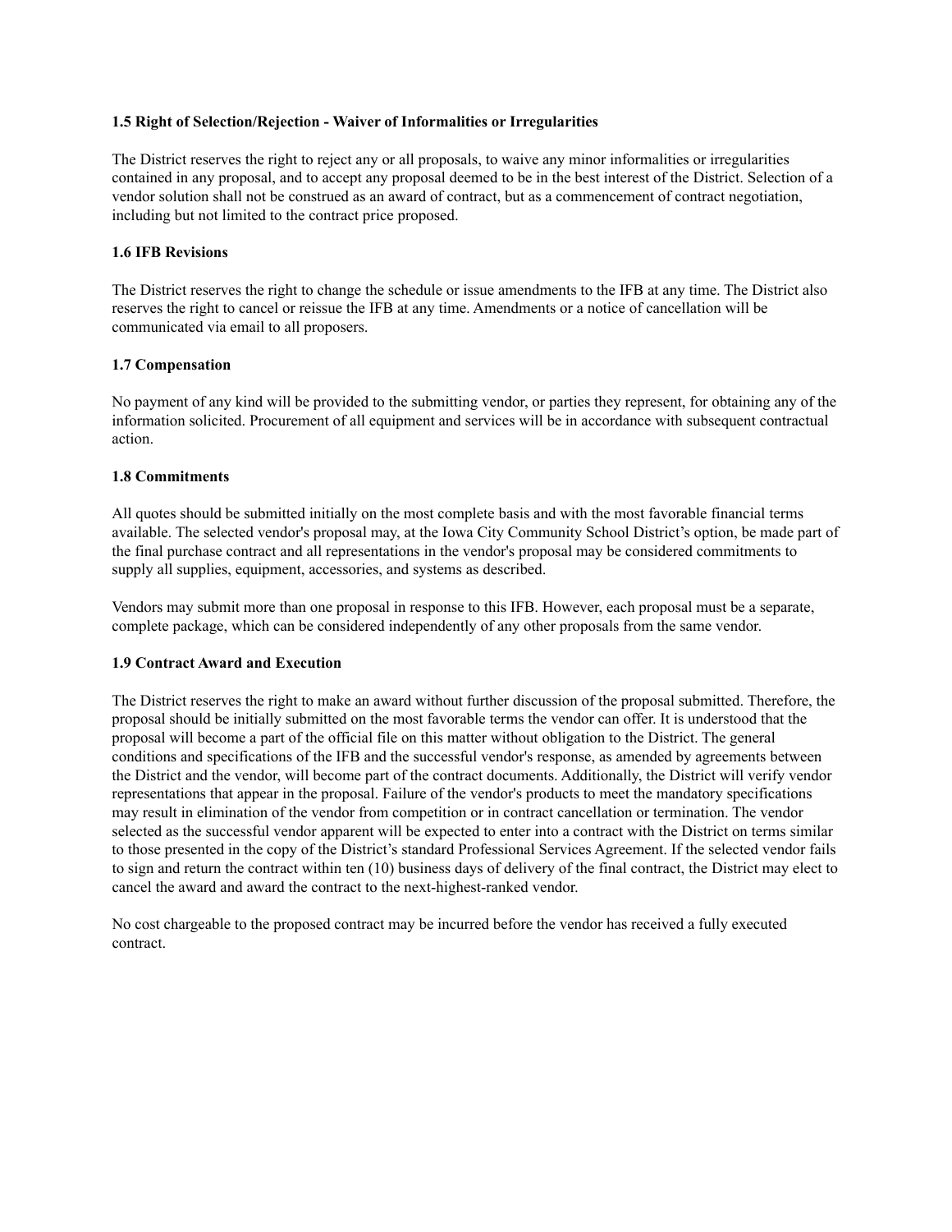### 1.5 Right of Selection/Rejection - Waiver of Informalities or Irregularities

The District reserves the right to reject any or all proposals, to waive any minor informalities or irregularities contained in any proposal, and to accept any proposal deemed to be in the best interest of the District. Selection of a vendor solution shall not be construed as an award of contract, but as a commencement of contract negotiation, including but not limited to the contract price proposed.

### 1.6 IFB Revisions

The District reserves the right to change the schedule or issue amendments to the IFB at any time. The District also reserves the right to cancel or reissue the IFB at any time. Amendments or a notice of cancellation will be communicated via email to all proposers.

### 1.7 Compensation

No payment of any kind will be provided to the submitting vendor, or parties they represent, for obtaining any of the information solicited. Procurement of all equipment and services will be in accordance with subsequent contractual action.

### 1.8 Commitments

All quotes should be submitted initially on the most complete basis and with the most favorable financial terms available. The selected vendor's proposal may, at the Iowa City Community School District's option, be made part of the final purchase contract and all representations in the vendor's proposal may be considered commitments to supply all supplies, equipment, accessories, and systems as described.

Vendors may submit more than one proposal in response to this IFB. However, each proposal must be a separate, complete package, which can be considered independently of any other proposals from the same vendor.

### 1.9 Contract Award and Execution

The District reserves the right to make an award without further discussion of the proposal submitted. Therefore, the proposal should be initially submitted on the most favorable terms the vendor can offer. It is understood that the proposal will become a part of the official file on this matter without obligation to the District. The general conditions and specifications of the IFB and the successful vendor's response, as amended by agreements between the District and the vendor, will become part of the contract documents. Additionally, the District will verify vendor representations that appear in the proposal. Failure of the vendor's products to meet the mandatory specifications may result in elimination of the vendor from competition or in contract cancellation or termination. The vendor selected as the successful vendor apparent will be expected to enter into a contract with the District on terms similar to those presented in the copy of the District's standard Professional Services Agreement. If the selected vendor fails to sign and return the contract within ten (10) business days of delivery of the final contract, the District may elect to cancel the award and award the contract to the next-highest-ranked vendor.

No cost chargeable to the proposed contract may be incurred before the vendor has received a fully executed contract.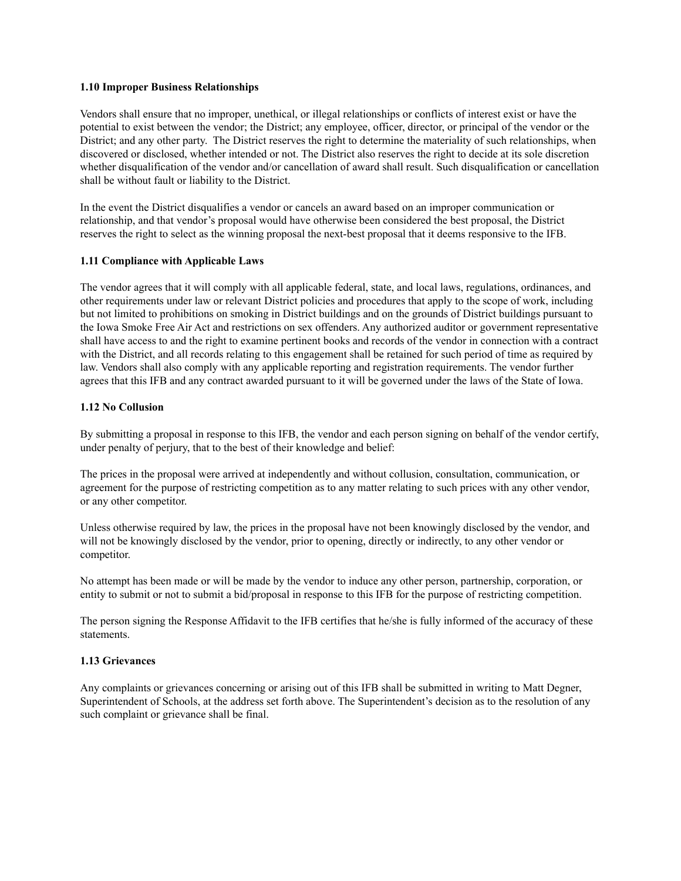### 1.10 Improper Business Relationships

Vendors shall ensure that no improper, unethical, or illegal relationships or conflicts of interest exist or have the potential to exist between the vendor; the District; any employee, officer, director, or principal of the vendor or the District; and any other party. The District reserves the right to determine the materiality of such relationships, when discovered or disclosed, whether intended or not. The District also reserves the right to decide at its sole discretion whether disqualification of the vendor and/or cancellation of award shall result. Such disqualification or cancellation shall be without fault or liability to the District.

In the event the District disqualifies a vendor or cancels an award based on an improper communication or relationship, and that vendor's proposal would have otherwise been considered the best proposal, the District reserves the right to select as the winning proposal the next-best proposal that it deems responsive to the IFB.

### 1.11 Compliance with Applicable Laws

The vendor agrees that it will comply with all applicable federal, state, and local laws, regulations, ordinances, and other requirements under law or relevant District policies and procedures that apply to the scope of work, including but not limited to prohibitions on smoking in District buildings and on the grounds of District buildings pursuant to the Iowa Smoke Free Air Act and restrictions on sex offenders. Any authorized auditor or government representative shall have access to and the right to examine pertinent books and records of the vendor in connection with a contract with the District, and all records relating to this engagement shall be retained for such period of time as required by law. Vendors shall also comply with any applicable reporting and registration requirements. The vendor further agrees that this IFB and any contract awarded pursuant to it will be governed under the laws of the State of Iowa.

### 1.12 No Collusion

By submitting a proposal in response to this IFB, the vendor and each person signing on behalf of the vendor certify, under penalty of perjury, that to the best of their knowledge and belief:

The prices in the proposal were arrived at independently and without collusion, consultation, communication, or agreement for the purpose of restricting competition as to any matter relating to such prices with any other vendor, or any other competitor.

Unless otherwise required by law, the prices in the proposal have not been knowingly disclosed by the vendor, and will not be knowingly disclosed by the vendor, prior to opening, directly or indirectly, to any other vendor or competitor.

No attempt has been made or will be made by the vendor to induce any other person, partnership, corporation, or entity to submit or not to submit a bid/proposal in response to this IFB for the purpose of restricting competition.

The person signing the Response Affidavit to the IFB certifies that he/she is fully informed of the accuracy of these statements.

### 1.13 Grievances

Any complaints or grievances concerning or arising out of this IFB shall be submitted in writing to Matt Degner, Superintendent of Schools, at the address set forth above. The Superintendent's decision as to the resolution of any such complaint or grievance shall be final.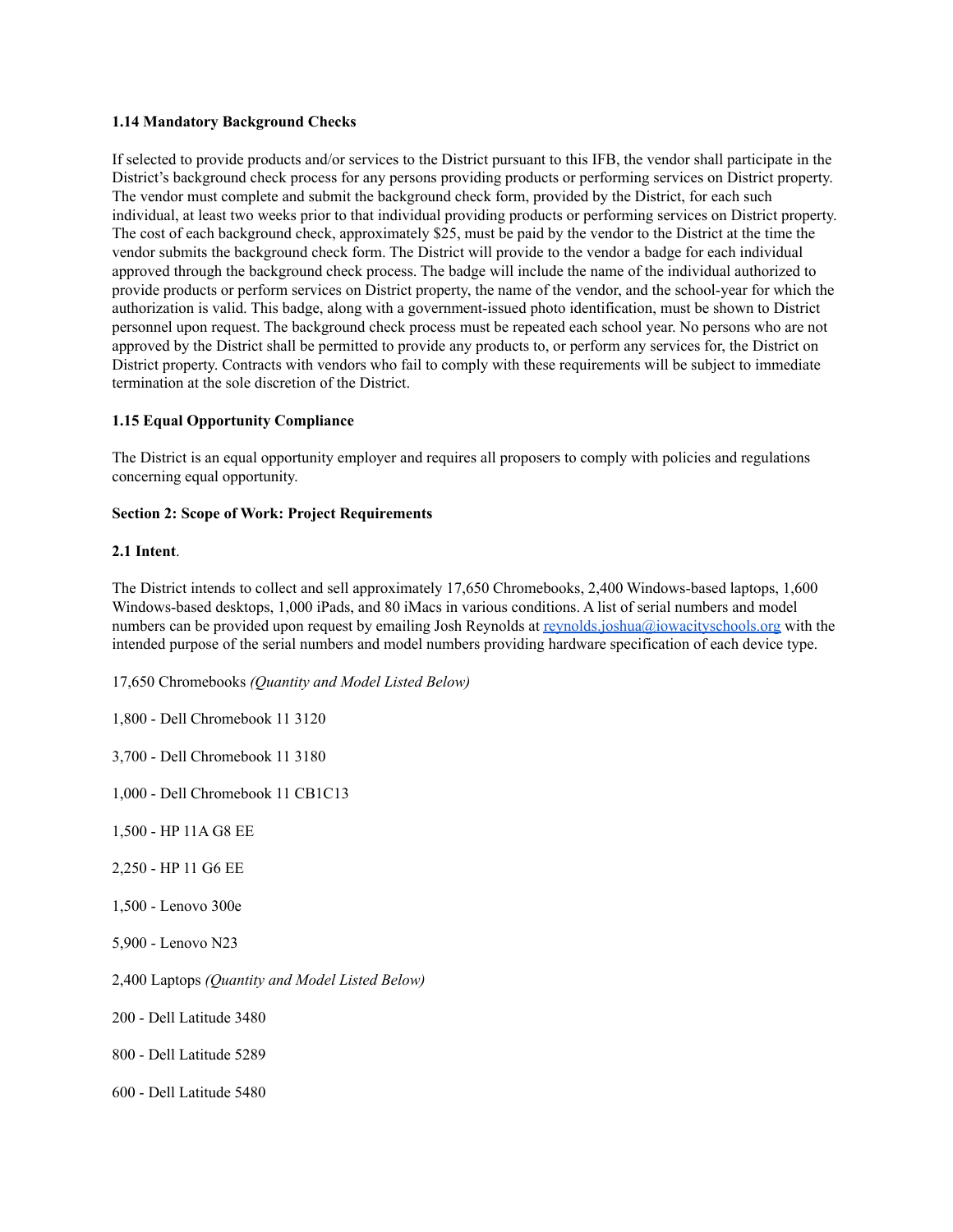**1.14 Mandatory Background Checks**

If selected to provide products and/or services to the District pursuant to this IFB, the vendor shall participate in the District's background check process for any persons providing products or performing services on District property. The vendor must complete and submit the background check form, provided by the District, for each such individual, at least two weeks prior to that individual providing products or performing services on District property. The cost of each background check, approximately $25, must be paid by the vendor to the District at the time the vendor submits the background check form. The District will provide to the vendor a badge for each individual approved through the background check process. The badge will include the name of the individual authorized to provide products or perform services on District property, the name of the vendor, and the school-year for which the authorization is valid. This badge, along with a government-issued photo identification, must be shown to District personnel upon request. The background check process must be repeated each school year. No persons who are not approved by the District shall be permitted to provide any products to, or perform any services for, the District on District property. Contracts with vendors who fail to comply with these requirements will be subject to immediate termination at the sole discretion of the District.

**1.15 Equal Opportunity Compliance**

The District is an equal opportunity employer and requires all proposers to comply with policies and regulations concerning equal opportunity.

**Section 2: Scope of Work: Project Requirements**

**2.1 Intent**.

The District intends to collect and sell approximately 17,650 Chromebooks, 2,400 Windows-based laptops, 1,600 Windows-based desktops, 1,000 iPads, and 80 iMacs in various conditions. A list of serial numbers and model numbers can be provided upon request by emailing Josh Reynolds at [reynolds.joshua@iowacityschools.org](mailto:reynolds.joshua@iowacityschools.org) with the intended purpose of the serial numbers and model numbers providing hardware specification of each device type.

17,650 Chromebooks *(Quantity and Model Listed Below)*

1,800 - Dell Chromebook 11 3120

3,700 - Dell Chromebook 11 3180

1,000 - Dell Chromebook 11 CB1C13

1,500 - HP 11A G8 EE

2,250 - HP 11 G6 EE

1,500 - Lenovo 300e

5,900 - Lenovo N23

2,400 Laptops *(Quantity and Model Listed Below)*

200 - Dell Latitude 3480

800 - Dell Latitude 5289

600 - Dell Latitude 5480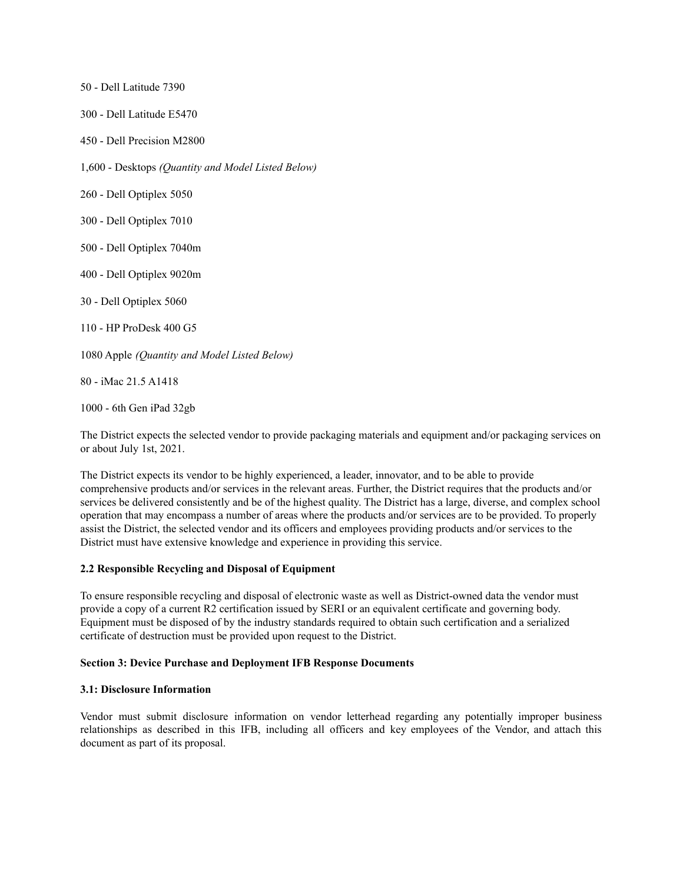50 - Dell Latitude 7390

300 - Dell Latitude E5470

450 - Dell Precision M2800

1,600 - Desktops *(Quantity and Model Listed Below)*

260 - Dell Optiplex 5050

300 - Dell Optiplex 7010

500 - Dell Optiplex 7040m

400 - Dell Optiplex 9020m

30 - Dell Optiplex 5060

110 - HP ProDesk 400 G5

1080 Apple *(Quantity and Model Listed Below)*

80 - iMac 21.5 A1418

1000 - 6th Gen iPad 32gb

The District expects the selected vendor to provide packaging materials and equipment and/or packaging services on or about July 1st, 2021.

The District expects its vendor to be highly experienced, a leader, innovator, and to be able to provide comprehensive products and/or services in the relevant areas. Further, the District requires that the products and/or services be delivered consistently and be of the highest quality. The District has a large, diverse, and complex school operation that may encompass a number of areas where the products and/or services are to be provided. To properly assist the District, the selected vendor and its officers and employees providing products and/or services to the District must have extensive knowledge and experience in providing this service.

**2.2 Responsible Recycling and Disposal of Equipment**

To ensure responsible recycling and disposal of electronic waste as well as District-owned data the vendor must provide a copy of a current R2 certification issued by SERI or an equivalent certificate and governing body. Equipment must be disposed of by the industry standards required to obtain such certification and a serialized certificate of destruction must be provided upon request to the District.

**Section 3: Device Purchase and Deployment IFB Response Documents**

**3.1: Disclosure Information**

Vendor must submit disclosure information on vendor letterhead regarding any potentially improper business relationships as described in this IFB, including all officers and key employees of the Vendor, and attach this document as part of its proposal.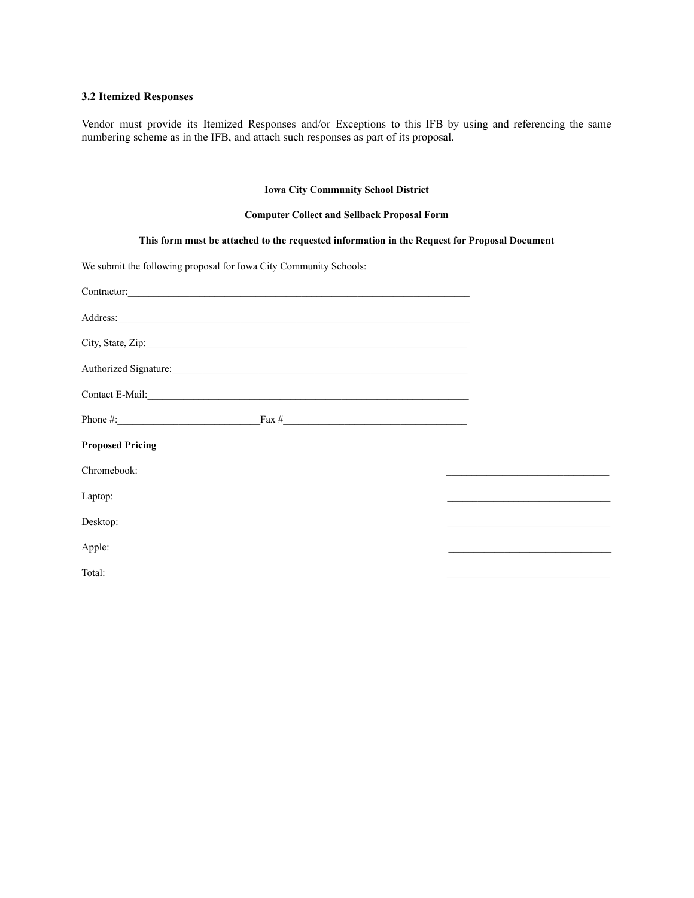### 3.2 Itemized Responses

Vendor must provide its Itemized Responses and/or Exceptions to this IFB by using and referencing the same numbering scheme as in the IFB, and attach such responses as part of its proposal.

**Iowa City Community School District**

**Computer Collect and Sellback Proposal Form**

**This form must be attached to the requested information in the Request for Proposal Document**

We submit the following proposal for Iowa City Community Schools:

Contractor:______________________________________________________________________

Address:________________________________________________________________________

City, State, Zip:__________________________________________________________________

Authorized Signature:_____________________________________________________________

Contact E-Mail:__________________________________________________________________

Phone #:____________________________Fax #____________________________________

**Proposed Pricing**

Chromebook: ________________________________

Laptop: ________________________________

Desktop: ________________________________

Apple: ________________________________

Total: ________________________________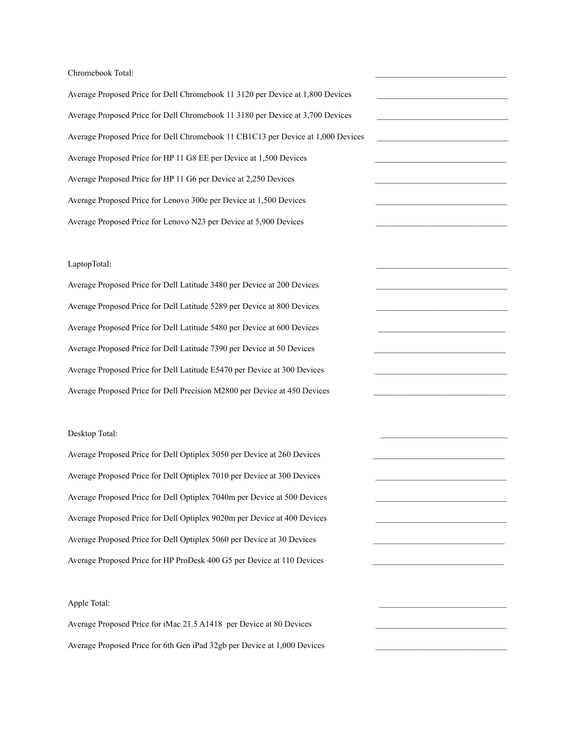Chromebook Total: ______________________________

Average Proposed Price for Dell Chromebook 11 3120 per Device at 1,800 Devices ______________________________

Average Proposed Price for Dell Chromebook 11 3180 per Device at 3,700 Devices ______________________________

Average Proposed Price for Dell Chromebook 11 CB1C13 per Device at 1,000 Devices ______________________________

Average Proposed Price for HP 11 G8 EE per Device at 1,500 Devices ______________________________

Average Proposed Price for HP 11 G6 per Device at 2,250 Devices ______________________________

Average Proposed Price for Lenovo 300e per Device at 1,500 Devices ______________________________

Average Proposed Price for Lenovo N23 per Device at 5,900 Devices ______________________________

LaptopTotal: ______________________________

Average Proposed Price for Dell Latitude 3480 per Device at 200 Devices ______________________________

Average Proposed Price for Dell Latitude 5289 per Device at 800 Devices ______________________________

Average Proposed Price for Dell Latitude 5480 per Device at 600 Devices ______________________________

Average Proposed Price for Dell Latitude 7390 per Device at 50 Devices ______________________________

Average Proposed Price for Dell Latitude E5470 per Device at 300 Devices ______________________________

Average Proposed Price for Dell Precision M2800 per Device at 450 Devices ______________________________

Desktop Total: ______________________________

Average Proposed Price for Dell Optiplex 5050 per Device at 260 Devices ______________________________

Average Proposed Price for Dell Optiplex 7010 per Device at 300 Devices ______________________________

Average Proposed Price for Dell Optiplex 7040m per Device at 500 Devices ______________________________

Average Proposed Price for Dell Optiplex 9020m per Device at 400 Devices ______________________________

Average Proposed Price for Dell Optiplex 5060 per Device at 30 Devices ______________________________

Average Proposed Price for HP ProDesk 400 G5 per Device at 110 Devices ______________________________

Apple Total: ______________________________

Average Proposed Price for iMac 21.5 A1418 per Device at 80 Devices ______________________________

Average Proposed Price for 6th Gen iPad 32gb per Device at 1,000 Devices ______________________________